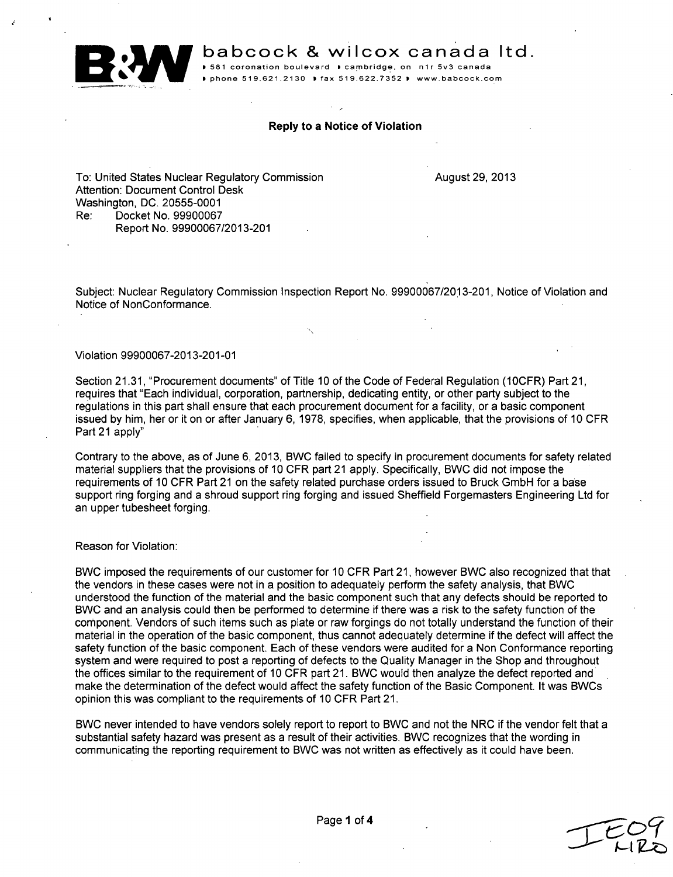**babcock & wilcox canada ltd.**
581 coronation boulevard • cambridge, on n1r 5v3 canada
phone 519.621.2130 • fax 519.622.7352 • www.babcock.com

**Reply to a Notice of Violation**

To: United States Nuclear Regulatory Commission
Attention: Document Control Desk
Washington, DC. 20555-0001
Re: Docket No. 99900067
Report No. 99900067/2013-201

August 29, 2013

Subject: Nuclear Regulatory Commission Inspection Report No. 99900067/2013-201, Notice of Violation and Notice of NonConformance.

Violation 99900067-2013-201-01

Section 21.31, "Procurement documents" of Title 10 of the Code of Federal Regulation (10CFR) Part 21, requires that "Each individual, corporation, partnership, dedicating entity, or other party subject to the regulations in this part shall ensure that each procurement document for a facility, or a basic component issued by him, her or it on or after January 6, 1978, specifies, when applicable, that the provisions of 10 CFR Part 21 apply"

Contrary to the above, as of June 6, 2013, BWC failed to specify in procurement documents for safety related material suppliers that the provisions of 10 CFR part 21 apply. Specifically, BWC did not impose the requirements of 10 CFR Part 21 on the safety related purchase orders issued to Bruck GmbH for a base support ring forging and a shroud support ring forging and issued Sheffield Forgemasters Engineering Ltd for an upper tubesheet forging.

Reason for Violation:

BWC imposed the requirements of our customer for 10 CFR Part 21, however BWC also recognized that that the vendors in these cases were not in a position to adequately perform the safety analysis, that BWC understood the function of the material and the basic component such that any defects should be reported to BWC and an analysis could then be performed to determine if there was a risk to the safety function of the component. Vendors of such items such as plate or raw forgings do not totally understand the function of their material in the operation of the basic component, thus cannot adequately determine if the defect will affect the safety function of the basic component. Each of these vendors were audited for a Non Conformance reporting system and were required to post a reporting of defects to the Quality Manager in the Shop and throughout the offices similar to the requirement of 10 CFR part 21. BWC would then analyze the defect reported and make the determination of the defect would affect the safety function of the Basic Component. It was BWCs opinion this was compliant to the requirements of 10 CFR Part 21.

BWC never intended to have vendors solely report to report to BWC and not the NRC if the vendor felt that a substantial safety hazard was present as a result of their activities. BWC recognizes that the wording in communicating the reporting requirement to BWC was not written as effectively as it could have been.

IE09
NRO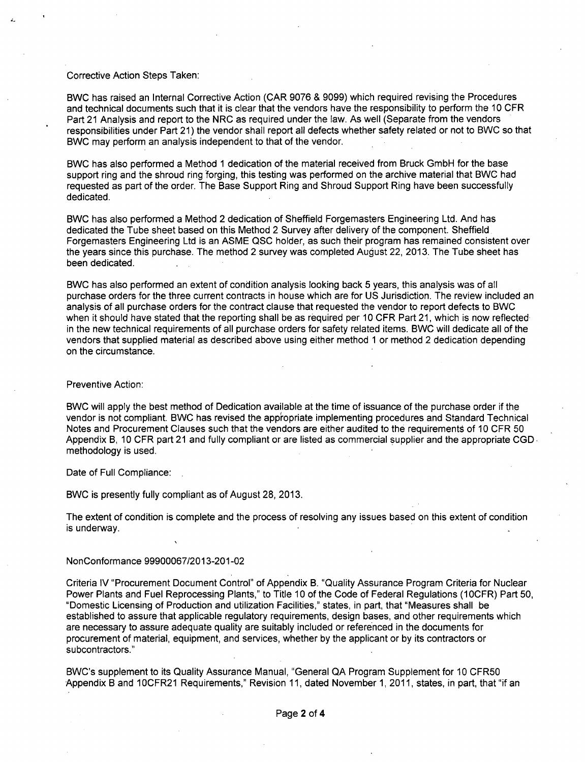Corrective Action Steps Taken:

BWC has raised an Internal Corrective Action (CAR 9076 & 9099) which required revising the Procedures and technical documents such that it is clear that the vendors have the responsibility to perform the 10 CFR Part 21 Analysis and report to the NRC as required under the law. As well (Separate from the vendors responsibilities under Part 21) the vendor shall report all defects whether safety related or not to BWC so that BWC may perform an analysis independent to that of the vendor.

BWC has also performed a Method 1 dedication of the material received from Bruck GmbH for the base support ring and the shroud ring forging, this testing was performed on the archive material that BWC had requested as part of the order. The Base Support Ring and Shroud Support Ring have been successfully dedicated.

BWC has also performed a Method 2 dedication of Sheffield Forgemasters Engineering Ltd. And has dedicated the Tube sheet based on this Method 2 Survey after delivery of the component. Sheffield Forgemasters Engineering Ltd is an ASME QSC holder, as such their program has remained consistent over the years since this purchase. The method 2 survey was completed August 22, 2013. The Tube sheet has been dedicated.

BWC has also performed an extent of condition analysis looking back 5 years, this analysis was of all purchase orders for the three current contracts in house which are for US Jurisdiction. The review included an analysis of all purchase orders for the contract clause that requested the vendor to report defects to BWC when it should have stated that the reporting shall be as required per 10 CFR Part 21, which is now reflected in the new technical requirements of all purchase orders for safety related items. BWC will dedicate all of the vendors that supplied material as described above using either method 1 or method 2 dedication depending on the circumstance.

Preventive Action:

BWC will apply the best method of Dedication available at the time of issuance of the purchase order if the vendor is not compliant. BWC has revised the appropriate implementing procedures and Standard Technical Notes and Procurement Clauses such that the vendors are either audited to the requirements of 10 CFR 50 Appendix B, 10 CFR part 21 and fully compliant or are listed as commercial supplier and the appropriate CGD methodology is used.

Date of Full Compliance:

BWC is presently fully compliant as of August 28, 2013.

The extent of condition is complete and the process of resolving any issues based on this extent of condition is underway.

NonConformance 99900067/2013-201-02

Criteria IV "Procurement Document Control" of Appendix B. "Quality Assurance Program Criteria for Nuclear Power Plants and Fuel Reprocessing Plants," to Title 10 of the Code of Federal Regulations (10CFR) Part 50, "Domestic Licensing of Production and utilization Facilities," states, in part, that "Measures shall be established to assure that applicable regulatory requirements, design bases, and other requirements which are necessary to assure adequate quality are suitably included or referenced in the documents for procurement of material, equipment, and services, whether by the applicant or by its contractors or subcontractors."

BWC's supplement to its Quality Assurance Manual, "General QA Program Supplement for 10 CFR50 Appendix B and 10CFR21 Requirements," Revision 11, dated November 1, 2011, states, in part, that "if an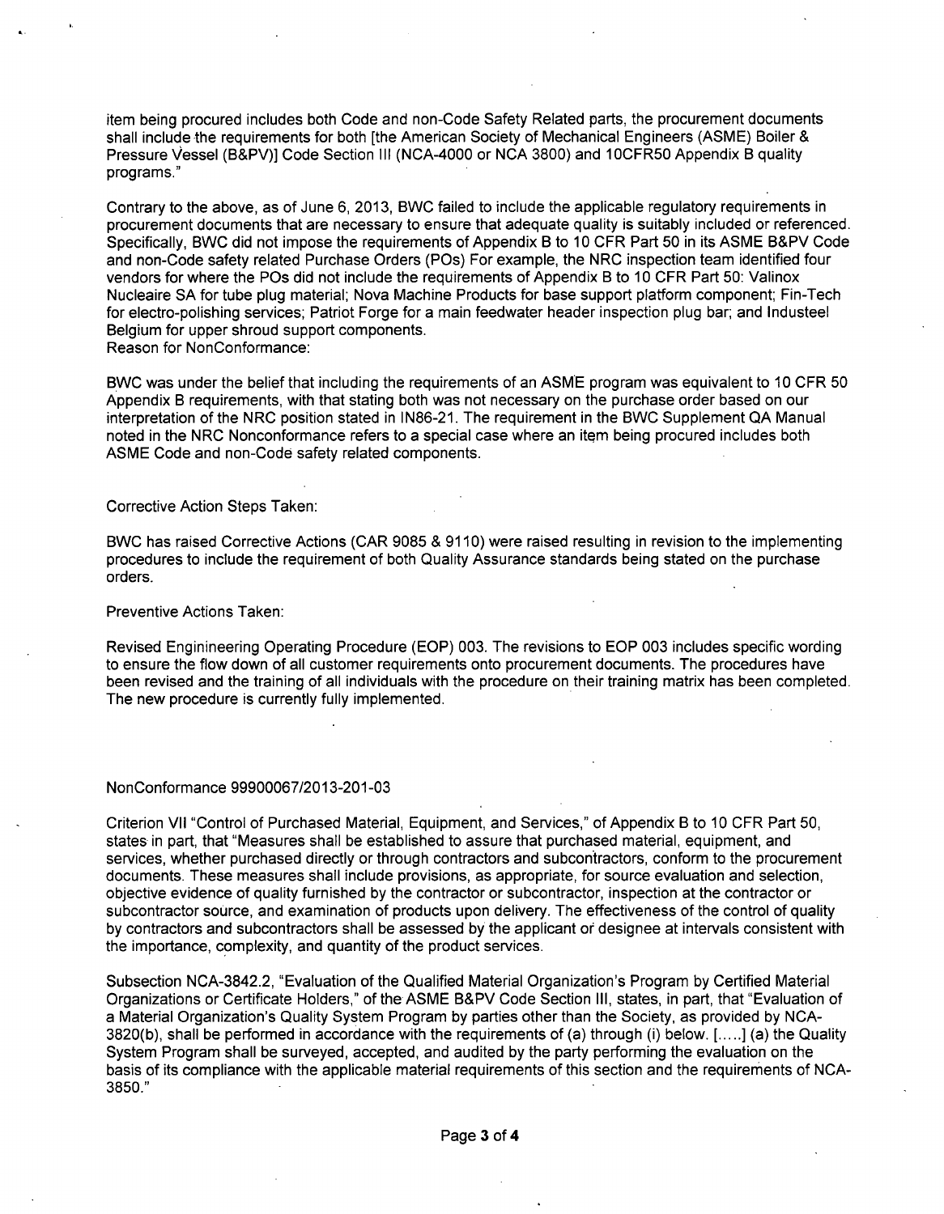item being procured includes both Code and non-Code Safety Related parts, the procurement documents shall include the requirements for both [the American Society of Mechanical Engineers (ASME) Boiler & Pressure Vessel (B&PV)] Code Section III (NCA-4000 or NCA 3800) and 10CFR50 Appendix B quality programs."

Contrary to the above, as of June 6, 2013, BWC failed to include the applicable regulatory requirements in procurement documents that are necessary to ensure that adequate quality is suitably included or referenced. Specifically, BWC did not impose the requirements of Appendix B to 10 CFR Part 50 in its ASME B&PV Code and non-Code safety related Purchase Orders (POs) For example, the NRC inspection team identified four vendors for where the POs did not include the requirements of Appendix B to 10 CFR Part 50: Valinox Nucleaire SA for tube plug material; Nova Machine Products for base support platform component; Fin-Tech for electro-polishing services; Patriot Forge for a main feedwater header inspection plug bar; and Industeel Belgium for upper shroud support components.
Reason for NonConformance:

BWC was under the belief that including the requirements of an ASME program was equivalent to 10 CFR 50 Appendix B requirements, with that stating both was not necessary on the purchase order based on our interpretation of the NRC position stated in IN86-21. The requirement in the BWC Supplement QA Manual noted in the NRC Nonconformance refers to a special case where an item being procured includes both ASME Code and non-Code safety related components.

Corrective Action Steps Taken:

BWC has raised Corrective Actions (CAR 9085 & 9110) were raised resulting in revision to the implementing procedures to include the requirement of both Quality Assurance standards being stated on the purchase orders.

Preventive Actions Taken:

Revised Enginineering Operating Procedure (EOP) 003. The revisions to EOP 003 includes specific wording to ensure the flow down of all customer requirements onto procurement documents. The procedures have been revised and the training of all individuals with the procedure on their training matrix has been completed. The new procedure is currently fully implemented.

NonConformance 99900067/2013-201-03

Criterion VII "Control of Purchased Material, Equipment, and Services," of Appendix B to 10 CFR Part 50, states in part, that "Measures shall be established to assure that purchased material, equipment, and services, whether purchased directly or through contractors and subcontractors, conform to the procurement documents. These measures shall include provisions, as appropriate, for source evaluation and selection, objective evidence of quality furnished by the contractor or subcontractor, inspection at the contractor or subcontractor source, and examination of products upon delivery. The effectiveness of the control of quality by contractors and subcontractors shall be assessed by the applicant or designee at intervals consistent with the importance, complexity, and quantity of the product services.

Subsection NCA-3842.2, "Evaluation of the Qualified Material Organization's Program by Certified Material Organizations or Certificate Holders," of the ASME B&PV Code Section III, states, in part, that "Evaluation of a Material Organization's Quality System Program by parties other than the Society, as provided by NCA-3820(b), shall be performed in accordance with the requirements of (a) through (i) below. [.....] (a) the Quality System Program shall be surveyed, accepted, and audited by the party performing the evaluation on the basis of its compliance with the applicable material requirements of this section and the requirements of NCA-3850."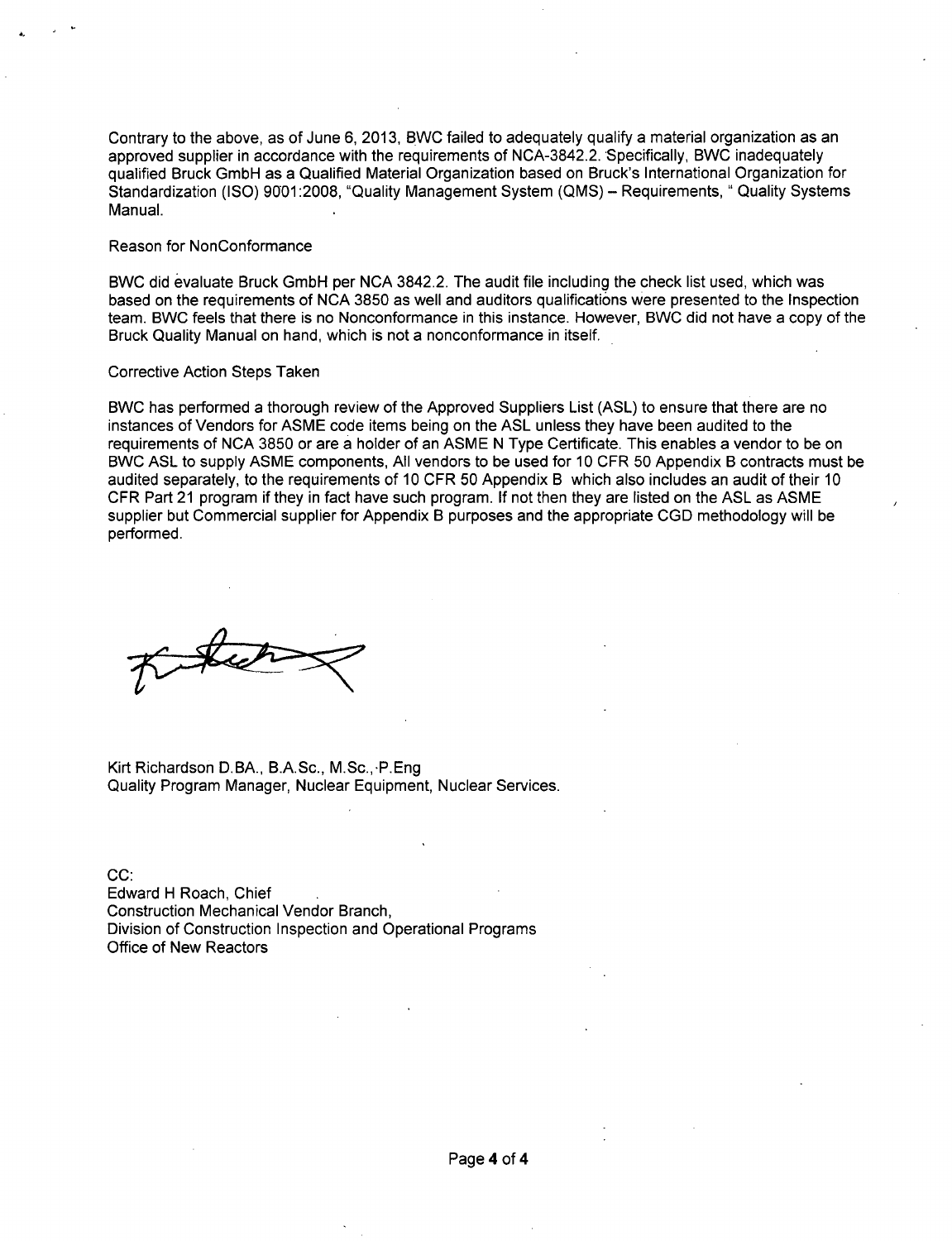Contrary to the above, as of June 6, 2013, BWC failed to adequately qualify a material organization as an approved supplier in accordance with the requirements of NCA-3842.2. Specifically, BWC inadequately qualified Bruck GmbH as a Qualified Material Organization based on Bruck's International Organization for Standardization (ISO) 9001:2008, "Quality Management System (QMS) – Requirements, " Quality Systems Manual.

Reason for NonConformance

BWC did evaluate Bruck GmbH per NCA 3842.2. The audit file including the check list used, which was based on the requirements of NCA 3850 as well and auditors qualifications were presented to the Inspection team. BWC feels that there is no Nonconformance in this instance. However, BWC did not have a copy of the Bruck Quality Manual on hand, which is not a nonconformance in itself.

Corrective Action Steps Taken

BWC has performed a thorough review of the Approved Suppliers List (ASL) to ensure that there are no instances of Vendors for ASME code items being on the ASL unless they have been audited to the requirements of NCA 3850 or are a holder of an ASME N Type Certificate. This enables a vendor to be on BWC ASL to supply ASME components, All vendors to be used for 10 CFR 50 Appendix B contracts must be audited separately, to the requirements of 10 CFR 50 Appendix B which also includes an audit of their 10 CFR Part 21 program if they in fact have such program. If not then they are listed on the ASL as ASME supplier but Commercial supplier for Appendix B purposes and the appropriate CGD methodology will be performed.

Kirt Richardson D.BA., B.A.Sc., M.Sc., P.Eng
Quality Program Manager, Nuclear Equipment, Nuclear Services.

CC:
Edward H Roach, Chief
Construction Mechanical Vendor Branch,
Division of Construction Inspection and Operational Programs
Office of New Reactors